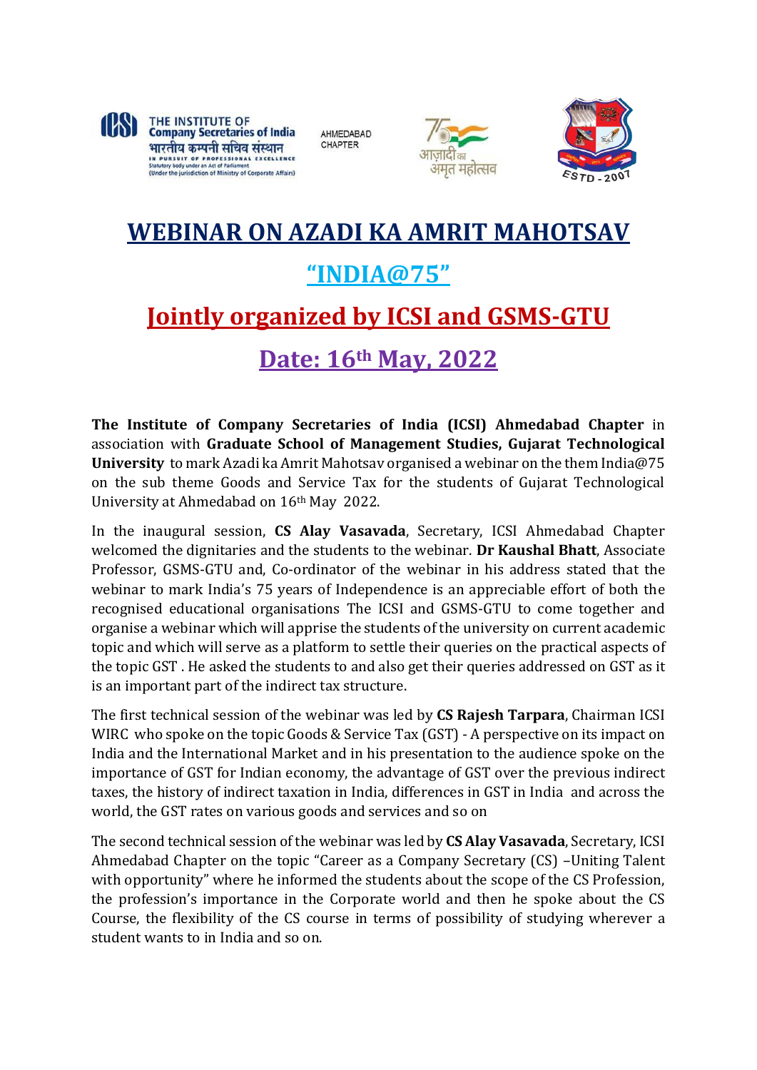# WEBINAR ON AZADI KA AMRIT MAHOTSAV

## "INDIA@75"

## Jointly organized by ICSI and GSMS-GTU

## Date: 16th May, 2022

**The Institute of Company Secretaries of India (ICSI) Ahmedabad Chapter** in association with **Graduate School of Management Studies, Gujarat Technological University** to mark Azadi ka Amrit Mahotsav organised a webinar on the them India@75 on the sub theme Goods and Service Tax for the students of Gujarat Technological University at Ahmedabad on 16th May 2022.

In the inaugural session, **CS Alay Vasavada**, Secretary, ICSI Ahmedabad Chapter welcomed the dignitaries and the students to the webinar. **Dr Kaushal Bhatt**, Associate Professor, GSMS-GTU and, Co-ordinator of the webinar in his address stated that the webinar to mark India's 75 years of Independence is an appreciable effort of both the recognised educational organisations The ICSI and GSMS-GTU to come together and organise a webinar which will apprise the students of the university on current academic topic and which will serve as a platform to settle their queries on the practical aspects of the topic GST . He asked the students to and also get their queries addressed on GST as it is an important part of the indirect tax structure.

The first technical session of the webinar was led by **CS Rajesh Tarpara**, Chairman ICSI WIRC who spoke on the topic Goods & Service Tax (GST) - A perspective on its impact on India and the International Market and in his presentation to the audience spoke on the importance of GST for Indian economy, the advantage of GST over the previous indirect taxes, the history of indirect taxation in India, differences in GST in India and across the world, the GST rates on various goods and services and so on

The second technical session of the webinar was led by **CS Alay Vasavada**, Secretary, ICSI Ahmedabad Chapter on the topic "Career as a Company Secretary (CS) –Uniting Talent with opportunity" where he informed the students about the scope of the CS Profession, the profession's importance in the Corporate world and then he spoke about the CS Course, the flexibility of the CS course in terms of possibility of studying wherever a student wants to in India and so on.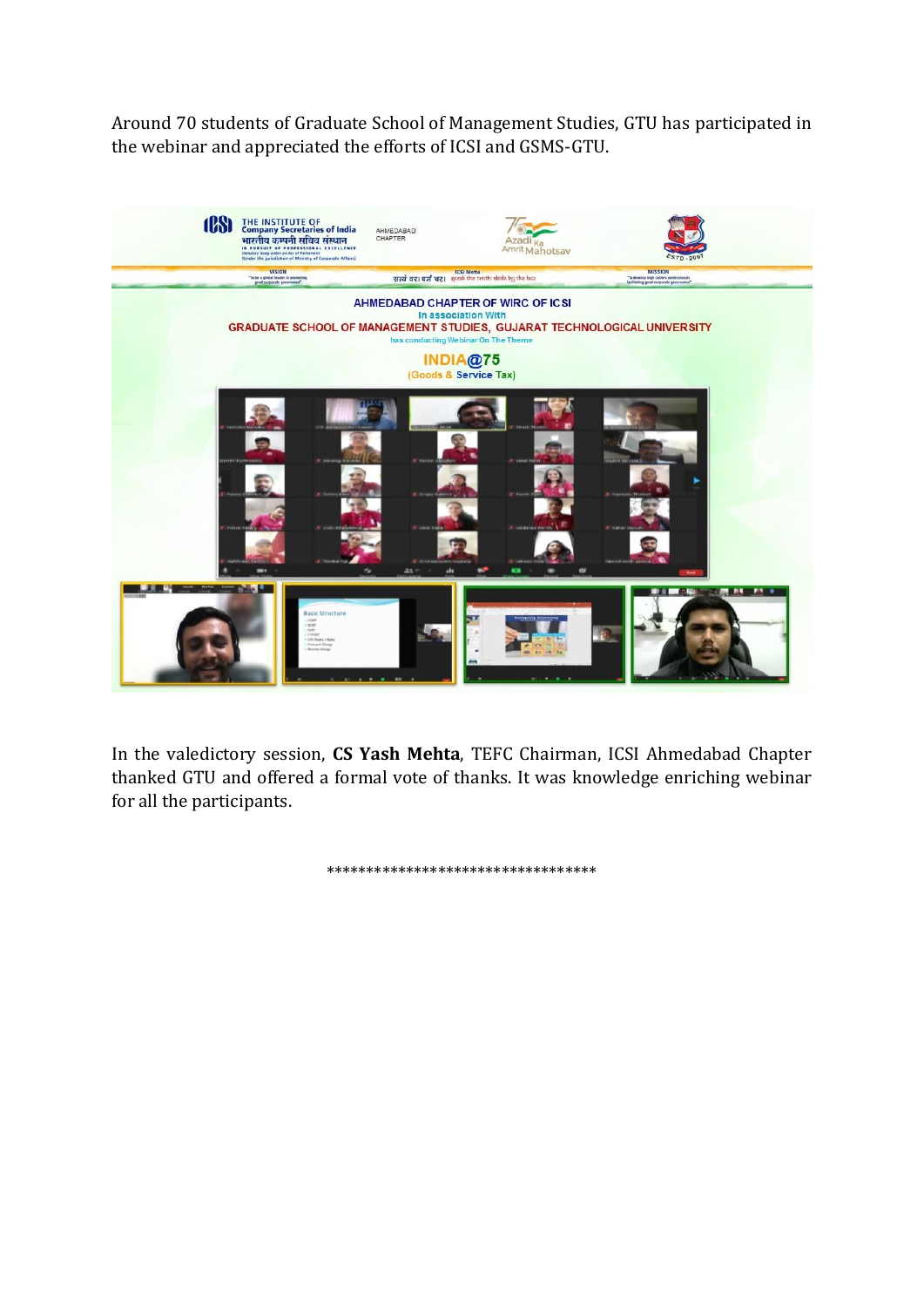Around 70 students of Graduate School of Management Studies, GTU has participated in the webinar and appreciated the efforts of ICSI and GSMS-GTU.

In the valedictory session, **CS Yash Mehta**, TEFC Chairman, ICSI Ahmedabad Chapter thanked GTU and offered a formal vote of thanks. It was knowledge enriching webinar for all the participants.

*********************************